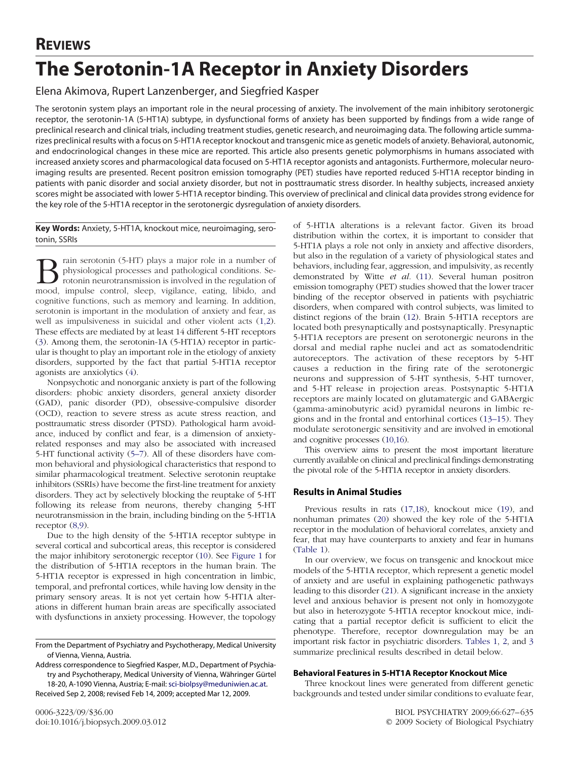**REVIEWS**

# The Serotonin-1A Receptor in Anxiety Disorders

Elena Akimova, Rupert Lanzenberger, and Siegfried Kasper

The serotonin system plays an important role in the neural processing of anxiety. The involvement of the main inhibitory serotonergic receptor, the serotonin-1A (5-HT1A) subtype, in dysfunctional forms of anxiety has been supported by findings from a wide range of preclinical research and clinical trials, including treatment studies, genetic research, and neuroimaging data. The following article summarizes preclinical results with a focus on 5-HT1A receptor knockout and transgenic mice as genetic models of anxiety. Behavioral, autonomic, and endocrinological changes in these mice are reported. This article also presents genetic polymorphisms in humans associated with increased anxiety scores and pharmacological data focused on 5-HT1A receptor agonists and antagonists. Furthermore, molecular neuroimaging results are presented. Recent positron emission tomography (PET) studies have reported reduced 5-HT1A receptor binding in patients with panic disorder and social anxiety disorder, but not in posttraumatic stress disorder. In healthy subjects, increased anxiety scores might be associated with lower 5-HT1A receptor binding. This overview of preclinical and clinical data provides strong evidence for the key role of the 5-HT1A receptor in the serotonergic dysregulation of anxiety disorders.

**Key Words:** Anxiety, 5-HT1A, knockout mice, neuroimaging, serotonin, SSRIs

Brain serotonin (5-HT) plays a major role in a number of physiological processes and pathological conditions. Serotonin neurotransmission is involved in the regulation of mood, impulse control, sleep, vigilance, eating, libido, and cognitive functions, such as memory and learning. In addition, serotonin is important in the modulation of anxiety and fear, as well as impulsiveness in suicidal and other violent acts (1,2). These effects are mediated by at least 14 different 5-HT receptors (3). Among them, the serotonin-1A (5-HT1A) receptor in particular is thought to play an important role in the etiology of anxiety disorders, supported by the fact that partial 5-HT1A receptor agonists are anxiolytics (4).

Nonpsychotic and nonorganic anxiety is part of the following disorders: phobic anxiety disorders, general anxiety disorder (GAD), panic disorder (PD), obsessive-compulsive disorder (OCD), reaction to severe stress as acute stress reaction, and posttraumatic stress disorder (PTSD). Pathological harm avoidance, induced by conflict and fear, is a dimension of anxiety-related responses and may also be associated with increased 5-HT functional activity (5–7). All of these disorders have common behavioral and physiological characteristics that respond to similar pharmacological treatment. Selective serotonin reuptake inhibitors (SSRIs) have become the first-line treatment for anxiety disorders. They act by selectively blocking the reuptake of 5-HT following its release from neurons, thereby changing 5-HT neurotransmission in the brain, including binding on the 5-HT1A receptor (8,9).

Due to the high density of the 5-HT1A receptor subtype in several cortical and subcortical areas, this receptor is considered the major inhibitory serotonergic receptor (10). See Figure 1 for the distribution of 5-HT1A receptors in the human brain. The 5-HT1A receptor is expressed in high concentration in limbic, temporal, and prefrontal cortices, while having low density in the primary sensory areas. It is not yet certain how 5-HT1A alterations in different human brain areas are specifically associated with dysfunctions in anxiety processing. However, the topology of 5-HT1A alterations is a relevant factor. Given its broad distribution within the cortex, it is important to consider that 5-HT1A plays a role not only in anxiety and affective disorders, but also in the regulation of a variety of physiological states and behaviors, including fear, aggression, and impulsivity, as recently demonstrated by Witte *et al.* (11). Several human positron emission tomography (PET) studies showed that the lower tracer binding of the receptor observed in patients with psychiatric disorders, when compared with control subjects, was limited to distinct regions of the brain (12). Brain 5-HT1A receptors are located both presynaptically and postsynaptically. Presynaptic 5-HT1A receptors are present on serotonergic neurons in the dorsal and medial raphe nuclei and act as somatodendritic autoreceptors. The activation of these receptors by 5-HT causes a reduction in the firing rate of the serotonergic neurons and suppression of 5-HT synthesis, 5-HT turnover, and 5-HT release in projection areas. Postsynaptic 5-HT1A receptors are mainly located on glutamatergic and GABAergic (gamma-aminobutyric acid) pyramidal neurons in limbic regions and in the frontal and entorhinal cortices (13–15). They modulate serotonergic sensitivity and are involved in emotional and cognitive processes (10,16).

This overview aims to present the most important literature currently available on clinical and preclinical findings demonstrating the pivotal role of the 5-HT1A receptor in anxiety disorders.

## Results in Animal Studies

Previous results in rats (17,18), knockout mice (19), and nonhuman primates (20) showed the key role of the 5-HT1A receptor in the modulation of behavioral correlates, anxiety and fear, that may have counterparts to anxiety and fear in humans (Table 1).

In our overview, we focus on transgenic and knockout mice models of the 5-HT1A receptor, which represent a genetic model of anxiety and are useful in explaining pathogenetic pathways leading to this disorder (21). A significant increase in the anxiety level and anxious behavior is present not only in homozygote but also in heterozygote 5-HT1A receptor knockout mice, indicating that a partial receptor deficit is sufficient to elicit the phenotype. Therefore, receptor downregulation may be an important risk factor in psychiatric disorders. Tables 1, 2, and 3 summarize preclinical results described in detail below.

### Behavioral Features in 5-HT1A Receptor Knockout Mice

Three knockout lines were generated from different genetic backgrounds and tested under similar conditions to evaluate fear,

From the Department of Psychiatry and Psychotherapy, Medical University of Vienna, Vienna, Austria.

Address correspondence to Siegfried Kasper, M.D., Department of Psychiatry and Psychotherapy, Medical University of Vienna, Währinger Gürtel 18-20, A-1090 Vienna, Austria; E-mail: sci-biolpsy@meduniwien.ac.at.

Received Sep 2, 2008; revised Feb 14, 2009; accepted Mar 12, 2009.

0006-3223/09/$36.00
doi:10.1016/j.biopsych.2009.03.012

© 2009 Society of Biological Psychiatry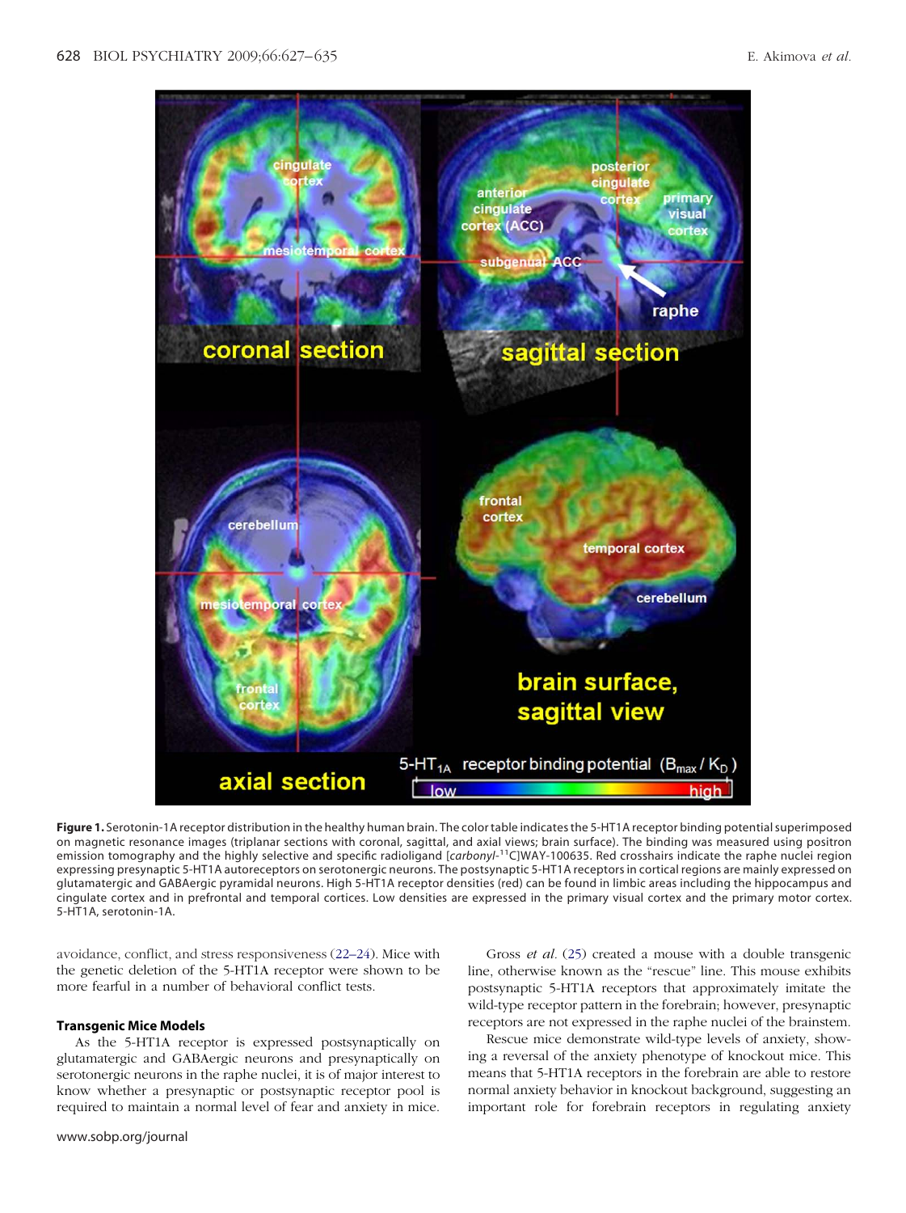**Figure 1.** Serotonin-1A receptor distribution in the healthy human brain. The color table indicates the 5-HT1A receptor binding potential superimposed on magnetic resonance images (triplanar sections with coronal, sagittal, and axial views; brain surface). The binding was measured using positron emission tomography and the highly selective and specific radioligand [*carbonyl*-$^{11}$C]WAY-100635. Red crosshairs indicate the raphe nuclei region expressing presynaptic 5-HT1A autoreceptors on serotonergic neurons. The postsynaptic 5-HT1A receptors in cortical regions are mainly expressed on glutamatergic and GABAergic pyramidal neurons. High 5-HT1A receptor densities (red) can be found in limbic areas including the hippocampus and cingulate cortex and in prefrontal and temporal cortices. Low densities are expressed in the primary visual cortex and the primary motor cortex. 5-HT1A, serotonin-1A.

avoidance, conflict, and stress responsiveness (22–24). Mice with the genetic deletion of the 5-HT1A receptor were shown to be more fearful in a number of behavioral conflict tests.

#### Transgenic Mice Models

As the 5-HT1A receptor is expressed postsynaptically on glutamatergic and GABAergic neurons and presynaptically on serotonergic neurons in the raphe nuclei, it is of major interest to know whether a presynaptic or postsynaptic receptor pool is required to maintain a normal level of fear and anxiety in mice.

Gross *et al.* (25) created a mouse with a double transgenic line, otherwise known as the "rescue" line. This mouse exhibits postsynaptic 5-HT1A receptors that approximately imitate the wild-type receptor pattern in the forebrain; however, presynaptic receptors are not expressed in the raphe nuclei of the brainstem.

Rescue mice demonstrate wild-type levels of anxiety, showing a reversal of the anxiety phenotype of knockout mice. This means that 5-HT1A receptors in the forebrain are able to restore normal anxiety behavior in knockout background, suggesting an important role for forebrain receptors in regulating anxiety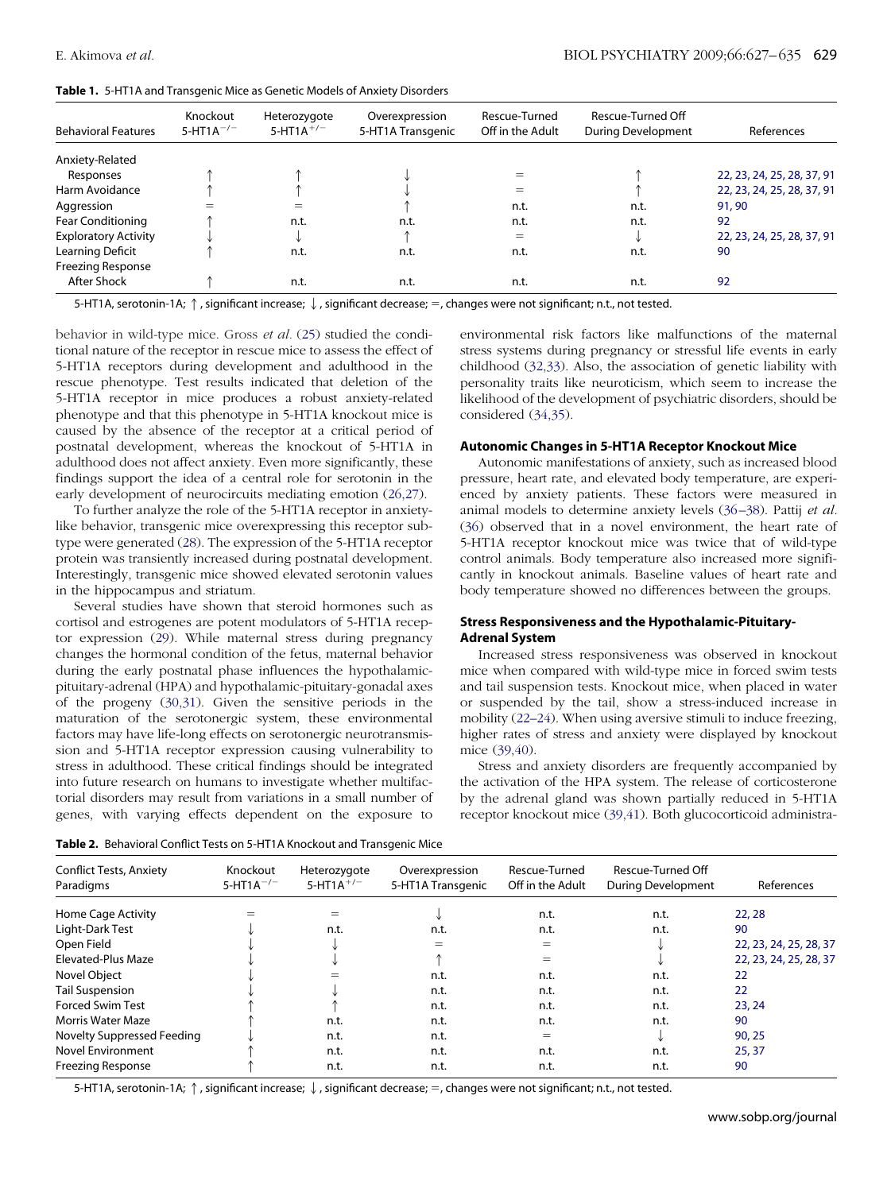**Table 1.** 5-HT1A and Transgenic Mice as Genetic Models of Anxiety Disorders

| Behavioral Features | Knockout 5-HT1A$^{-/-}$ | Heterozygote 5-HT1A$^{+/-}$ | Overexpression 5-HT1A Transgenic | Rescue-Turned Off in the Adult | Rescue-Turned Off During Development | References |
|---|---|---|---|---|---|---|
| Anxiety-Related Responses | ↑ | ↑ | ↓ | = | ↑ | 22, 23, 24, 25, 28, 37, 91 |
| Harm Avoidance | ↑ | ↑ | ↓ | = | ↑ | 22, 23, 24, 25, 28, 37, 91 |
| Aggression | = | = | ↑ | n.t. | n.t. | 91, 90 |
| Fear Conditioning | ↑ | n.t. | n.t. | n.t. | n.t. | 92 |
| Exploratory Activity | ↓ | ↓ | ↑ | = | ↓ | 22, 23, 24, 25, 28, 37, 91 |
| Learning Deficit | ↑ | n.t. | n.t. | n.t. | n.t. | 90 |
| Freezing Response After Shock | ↑ | n.t. | n.t. | n.t. | n.t. | 92 |

5-HT1A, serotonin-1A; ↑, significant increase; ↓, significant decrease; =, changes were not significant; n.t., not tested.

behavior in wild-type mice. Gross *et al.* (25) studied the conditional nature of the receptor in rescue mice to assess the effect of 5-HT1A receptors during development and adulthood in the rescue phenotype. Test results indicated that deletion of the 5-HT1A receptor in mice produces a robust anxiety-related phenotype and that this phenotype in 5-HT1A knockout mice is caused by the absence of the receptor at a critical period of postnatal development, whereas the knockout of 5-HT1A in adulthood does not affect anxiety. Even more significantly, these findings support the idea of a central role for serotonin in the early development of neurocircuits mediating emotion (26,27).

To further analyze the role of the 5-HT1A receptor in anxiety-like behavior, transgenic mice overexpressing this receptor subtype were generated (28). The expression of the 5-HT1A receptor protein was transiently increased during postnatal development. Interestingly, transgenic mice showed elevated serotonin values in the hippocampus and striatum.

Several studies have shown that steroid hormones such as cortisol and estrogenes are potent modulators of 5-HT1A receptor expression (29). While maternal stress during pregnancy changes the hormonal condition of the fetus, maternal behavior during the early postnatal phase influences the hypothalamic-pituitary-adrenal (HPA) and hypothalamic-pituitary-gonadal axes of the progeny (30,31). Given the sensitive periods in the maturation of the serotonergic system, these environmental factors may have life-long effects on serotonergic neurotransmission and 5-HT1A receptor expression causing vulnerability to stress in adulthood. These critical findings should be integrated into future research on humans to investigate whether multifactorial disorders may result from variations in a small number of genes, with varying effects dependent on the exposure to environmental risk factors like malfunctions of the maternal stress systems during pregnancy or stressful life events in early childhood (32,33). Also, the association of genetic liability with personality traits like neuroticism, which seem to increase the likelihood of the development of psychiatric disorders, should be considered (34,35).

### Autonomic Changes in 5-HT1A Receptor Knockout Mice

Autonomic manifestations of anxiety, such as increased blood pressure, heart rate, and elevated body temperature, are experienced by anxiety patients. These factors were measured in animal models to determine anxiety levels (36–38). Pattij *et al.* (36) observed that in a novel environment, the heart rate of 5-HT1A receptor knockout mice was twice that of wild-type control animals. Body temperature also increased more significantly in knockout animals. Baseline values of heart rate and body temperature showed no differences between the groups.

### Stress Responsiveness and the Hypothalamic-Pituitary-Adrenal System

Increased stress responsiveness was observed in knockout mice when compared with wild-type mice in forced swim tests and tail suspension tests. Knockout mice, when placed in water or suspended by the tail, show a stress-induced increase in mobility (22–24). When using aversive stimuli to induce freezing, higher rates of stress and anxiety were displayed by knockout mice (39,40).

Stress and anxiety disorders are frequently accompanied by the activation of the HPA system. The release of corticosterone by the adrenal gland was shown partially reduced in 5-HT1A receptor knockout mice (39,41). Both glucocorticoid administra-

**Table 2.** Behavioral Conflict Tests on 5-HT1A Knockout and Transgenic Mice

| Conflict Tests, Anxiety Paradigms | Knockout 5-HT1A$^{-/-}$ | Heterozygote 5-HT1A$^{+/-}$ | Overexpression 5-HT1A Transgenic | Rescue-Turned Off in the Adult | Rescue-Turned Off During Development | References |
|---|---|---|---|---|---|---|
| Home Cage Activity | = | = | ↓ | n.t. | n.t. | 22, 28 |
| Light-Dark Test | ↓ | n.t. | n.t. | n.t. | n.t. | 90 |
| Open Field | ↓ | ↓ | = | = | ↓ | 22, 23, 24, 25, 28, 37 |
| Elevated-Plus Maze | ↓ | ↓ | ↑ | = | ↓ | 22, 23, 24, 25, 28, 37 |
| Novel Object | ↓ | = | n.t. | n.t. | n.t. | 22 |
| Tail Suspension | ↓ | ↓ | n.t. | n.t. | n.t. | 22 |
| Forced Swim Test | ↑ | ↑ | n.t. | n.t. | n.t. | 23, 24 |
| Morris Water Maze | ↑ | n.t. | n.t. | n.t. | n.t. | 90 |
| Novelty Suppressed Feeding | ↓ | n.t. | n.t. | = | ↓ | 90, 25 |
| Novel Environment | ↑ | n.t. | n.t. | n.t. | n.t. | 25, 37 |
| Freezing Response | ↑ | n.t. | n.t. | n.t. | n.t. | 90 |

5-HT1A, serotonin-1A; ↑, significant increase; ↓, significant decrease; =, changes were not significant; n.t., not tested.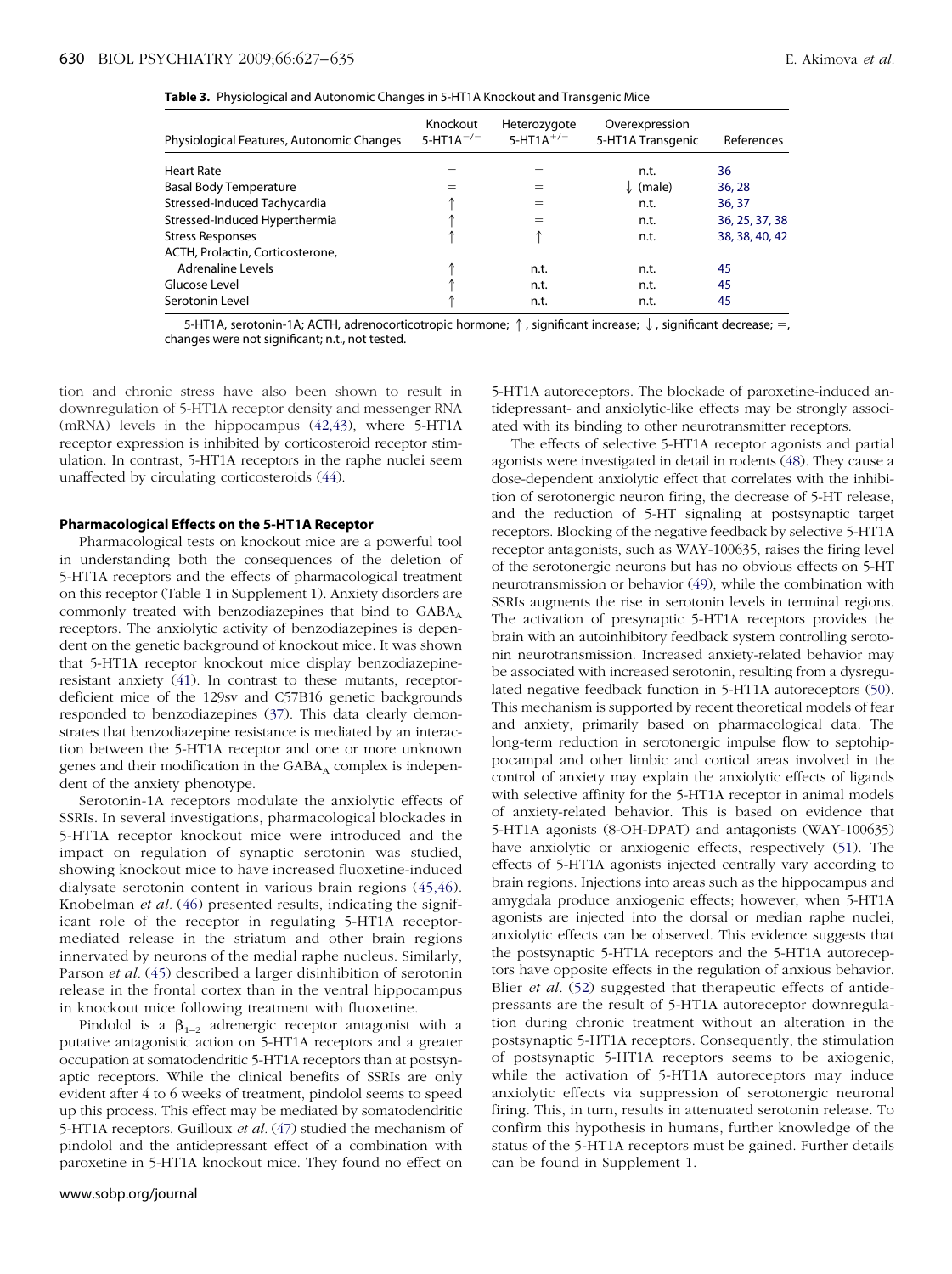**Table 3.** Physiological and Autonomic Changes in 5-HT1A Knockout and Transgenic Mice

| Physiological Features, Autonomic Changes | Knockout 5-HT1A$^{-/-}$ | Heterozygote 5-HT1A$^{+/-}$ | Overexpression 5-HT1A Transgenic | References |
|---|---|---|---|---|
| Heart Rate | = | = | n.t. | 36 |
| Basal Body Temperature | = | = | ↓ (male) | 36, 28 |
| Stressed-Induced Tachycardia | ↑ | = | n.t. | 36, 37 |
| Stressed-Induced Hyperthermia | ↑ | = | n.t. | 36, 25, 37, 38 |
| Stress Responses | ↑ | ↑ | n.t. | 38, 38, 40, 42 |
| ACTH, Prolactin, Corticosterone, Adrenaline Levels | ↑ | n.t. | n.t. | 45 |
| Glucose Level | ↑ | n.t. | n.t. | 45 |
| Serotonin Level | ↑ | n.t. | n.t. | 45 |

5-HT1A, serotonin-1A; ACTH, adrenocorticotropic hormone; ↑, significant increase; ↓, significant decrease; =, changes were not significant; n.t., not tested.

tion and chronic stress have also been shown to result in downregulation of 5-HT1A receptor density and messenger RNA (mRNA) levels in the hippocampus (42,43), where 5-HT1A receptor expression is inhibited by corticosteroid receptor stimulation. In contrast, 5-HT1A receptors in the raphe nuclei seem unaffected by circulating corticosteroids (44).

#### Pharmacological Effects on the 5-HT1A Receptor

Pharmacological tests on knockout mice are a powerful tool in understanding both the consequences of the deletion of 5-HT1A receptors and the effects of pharmacological treatment on this receptor (Table 1 in Supplement 1). Anxiety disorders are commonly treated with benzodiazepines that bind to $GABA_A$ receptors. The anxiolytic activity of benzodiazepines is dependent on the genetic background of knockout mice. It was shown that 5-HT1A receptor knockout mice display benzodiazepine-resistant anxiety (41). In contrast to these mutants, receptor-deficient mice of the 129sv and C57B16 genetic backgrounds responded to benzodiazepines (37). This data clearly demonstrates that benzodiazepine resistance is mediated by an interaction between the 5-HT1A receptor and one or more unknown genes and their modification in the $GABA_A$ complex is independent of the anxiety phenotype.

Serotonin-1A receptors modulate the anxiolytic effects of SSRIs. In several investigations, pharmacological blockades in 5-HT1A receptor knockout mice were introduced and the impact on regulation of synaptic serotonin was studied, showing knockout mice to have increased fluoxetine-induced dialysate serotonin content in various brain regions (45,46). Knobelman *et al*. (46) presented results, indicating the significant role of the receptor in regulating 5-HT1A receptor-mediated release in the striatum and other brain regions innervated by neurons of the medial raphe nucleus. Similarly, Parson *et al*. (45) described a larger disinhibition of serotonin release in the frontal cortex than in the ventral hippocampus in knockout mice following treatment with fluoxetine.

Pindolol is a $\beta_{1-2}$ adrenergic receptor antagonist with a putative antagonistic action on 5-HT1A receptors and a greater occupation at somatodendritic 5-HT1A receptors than at postsynaptic receptors. While the clinical benefits of SSRIs are only evident after 4 to 6 weeks of treatment, pindolol seems to speed up this process. This effect may be mediated by somatodendritic 5-HT1A receptors. Guilloux *et al*. (47) studied the mechanism of pindolol and the antidepressant effect of a combination with paroxetine in 5-HT1A knockout mice. They found no effect on 5-HT1A autoreceptors. The blockade of paroxetine-induced antidepressant- and anxiolytic-like effects may be strongly associated with its binding to other neurotransmitter receptors.

The effects of selective 5-HT1A receptor agonists and partial agonists were investigated in detail in rodents (48). They cause a dose-dependent anxiolytic effect that correlates with the inhibition of serotonergic neuron firing, the decrease of 5-HT release, and the reduction of 5-HT signaling at postsynaptic target receptors. Blocking of the negative feedback by selective 5-HT1A receptor antagonists, such as WAY-100635, raises the firing level of the serotonergic neurons but has no obvious effects on 5-HT neurotransmission or behavior (49), while the combination with SSRIs augments the rise in serotonin levels in terminal regions. The activation of presynaptic 5-HT1A receptors provides the brain with an autoinhibitory feedback system controlling serotonin neurotransmission. Increased anxiety-related behavior may be associated with increased serotonin, resulting from a dysregulated negative feedback function in 5-HT1A autoreceptors (50). This mechanism is supported by recent theoretical models of fear and anxiety, primarily based on pharmacological data. The long-term reduction in serotonergic impulse flow to septohippocampal and other limbic and cortical areas involved in the control of anxiety may explain the anxiolytic effects of ligands with selective affinity for the 5-HT1A receptor in animal models of anxiety-related behavior. This is based on evidence that 5-HT1A agonists (8-OH-DPAT) and antagonists (WAY-100635) have anxiolytic or anxiogenic effects, respectively (51). The effects of 5-HT1A agonists injected centrally vary according to brain regions. Injections into areas such as the hippocampus and amygdala produce anxiogenic effects; however, when 5-HT1A agonists are injected into the dorsal or median raphe nuclei, anxiolytic effects can be observed. This evidence suggests that the postsynaptic 5-HT1A receptors and the 5-HT1A autoreceptors have opposite effects in the regulation of anxious behavior. Blier *et al*. (52) suggested that therapeutic effects of antidepressants are the result of 5-HT1A autoreceptor downregulation during chronic treatment without an alteration in the postsynaptic 5-HT1A receptors. Consequently, the stimulation of postsynaptic 5-HT1A receptors seems to be axiogenic, while the activation of 5-HT1A autoreceptors may induce anxiolytic effects via suppression of serotonergic neuronal firing. This, in turn, results in attenuated serotonin release. To confirm this hypothesis in humans, further knowledge of the status of the 5-HT1A receptors must be gained. Further details can be found in Supplement 1.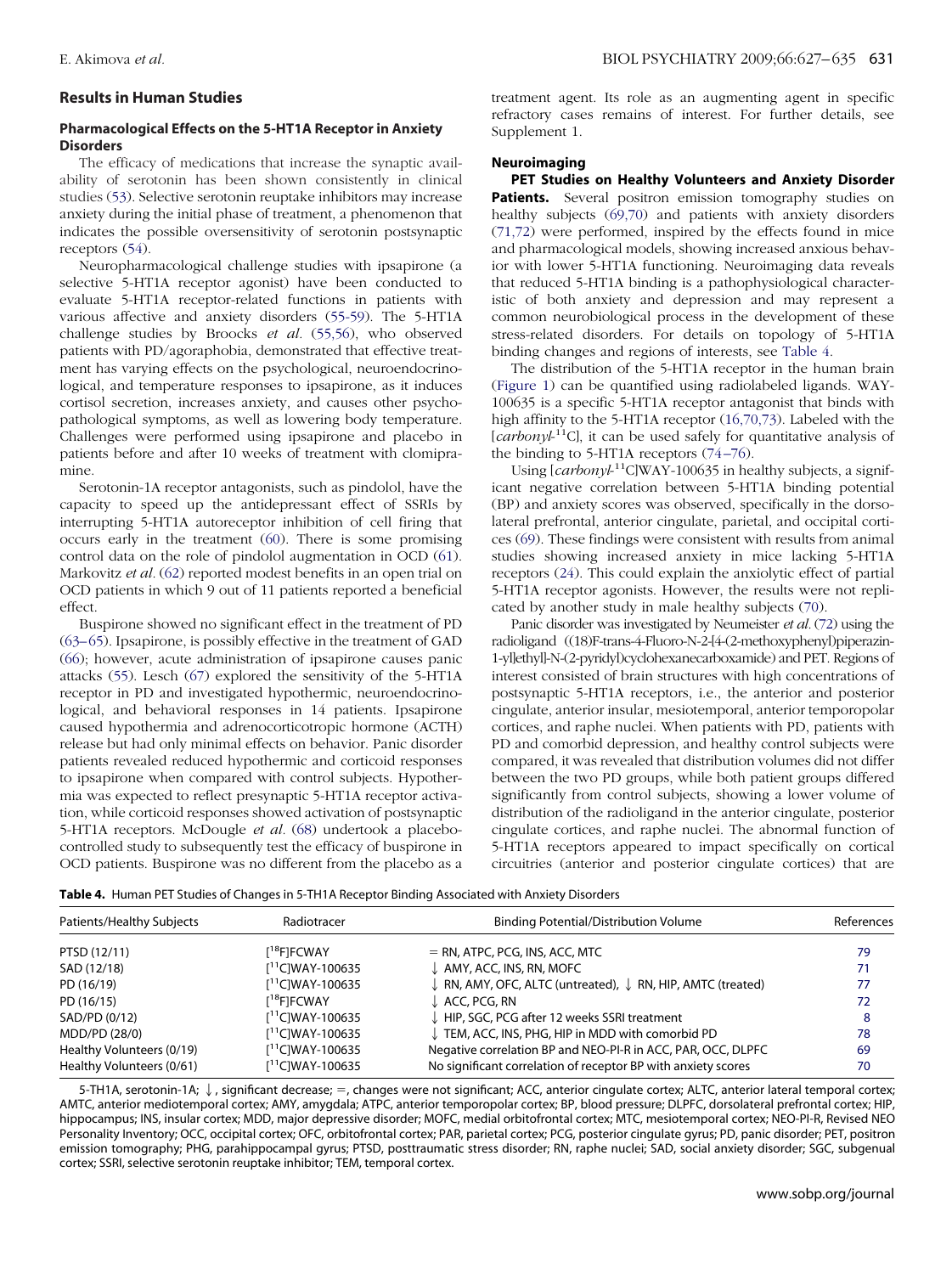## Results in Human Studies

### Pharmacological Effects on the 5-HT1A Receptor in Anxiety Disorders

The efficacy of medications that increase the synaptic availability of serotonin has been shown consistently in clinical studies (53). Selective serotonin reuptake inhibitors may increase anxiety during the initial phase of treatment, a phenomenon that indicates the possible oversensitivity of serotonin postsynaptic receptors (54).

Neuropharmacological challenge studies with ipsapirone (a selective 5-HT1A receptor agonist) have been conducted to evaluate 5-HT1A receptor-related functions in patients with various affective and anxiety disorders (55-59). The 5-HT1A challenge studies by Broocks *et al.* (55,56), who observed patients with PD/agoraphobia, demonstrated that effective treatment has varying effects on the psychological, neuroendocrinological, and temperature responses to ipsapirone, as it induces cortisol secretion, increases anxiety, and causes other psychopathological symptoms, as well as lowering body temperature. Challenges were performed using ipsapirone and placebo in patients before and after 10 weeks of treatment with clomipramine.

Serotonin-1A receptor antagonists, such as pindolol, have the capacity to speed up the antidepressant effect of SSRIs by interrupting 5-HT1A autoreceptor inhibition of cell firing that occurs early in the treatment (60). There is some promising control data on the role of pindolol augmentation in OCD (61). Markovitz *et al.* (62) reported modest benefits in an open trial on OCD patients in which 9 out of 11 patients reported a beneficial effect.

Buspirone showed no significant effect in the treatment of PD (63–65). Ipsapirone, is possibly effective in the treatment of GAD (66); however, acute administration of ipsapirone causes panic attacks (55). Lesch (67) explored the sensitivity of the 5-HT1A receptor in PD and investigated hypothermic, neuroendocrinological, and behavioral responses in 14 patients. Ipsapirone caused hypothermia and adrenocorticotropic hormone (ACTH) release but had only minimal effects on behavior. Panic disorder patients revealed reduced hypothermic and corticoid responses to ipsapirone when compared with control subjects. Hypothermia was expected to reflect presynaptic 5-HT1A receptor activation, while corticoid responses showed activation of postsynaptic 5-HT1A receptors. McDougle *et al.* (68) undertook a placebo-controlled study to subsequently test the efficacy of buspirone in OCD patients. Buspirone was no different from the placebo as a treatment agent. Its role as an augmenting agent in specific refractory cases remains of interest. For further details, see Supplement 1.

### Neuroimaging

**PET Studies on Healthy Volunteers and Anxiety Disorder Patients.** Several positron emission tomography studies on healthy subjects (69,70) and patients with anxiety disorders (71,72) were performed, inspired by the effects found in mice and pharmacological models, showing increased anxious behavior with lower 5-HT1A functioning. Neuroimaging data reveals that reduced 5-HT1A binding is a pathophysiological characteristic of both anxiety and depression and may represent a common neurobiological process in the development of these stress-related disorders. For details on topology of 5-HT1A binding changes and regions of interests, see Table 4.

The distribution of the 5-HT1A receptor in the human brain (Figure 1) can be quantified using radiolabeled ligands. WAY-100635 is a specific 5-HT1A receptor antagonist that binds with high affinity to the 5-HT1A receptor (16,70,73). Labeled with the [*carbonyl*-$^{11}$C], it can be used safely for quantitative analysis of the binding to 5-HT1A receptors (74–76).

Using [*carbonyl*-$^{11}$C]WAY-100635 in healthy subjects, a significant negative correlation between 5-HT1A binding potential (BP) and anxiety scores was observed, specifically in the dorsolateral prefrontal, anterior cingulate, parietal, and occipital cortices (69). These findings were consistent with results from animal studies showing increased anxiety in mice lacking 5-HT1A receptors (24). This could explain the anxiolytic effect of partial 5-HT1A receptor agonists. However, the results were not replicated by another study in male healthy subjects (70).

Panic disorder was investigated by Neumeister *et al.* (72) using the radioligand ((18)F-trans-4-Fluoro-N-2-[4-(2-methoxyphenyl)piperazin-1-yl]ethyl]-N-(2-pyridyl)cyclohexanecarboxamide) and PET. Regions of interest consisted of brain structures with high concentrations of postsynaptic 5-HT1A receptors, i.e., the anterior and posterior cingulate, anterior insular, mesiotemporal, anterior temporopolar cortices, and raphe nuclei. When patients with PD, patients with PD and comorbid depression, and healthy control subjects were compared, it was revealed that distribution volumes did not differ between the two PD groups, while both patient groups differed significantly from control subjects, showing a lower volume of distribution of the radioligand in the anterior cingulate, posterior cingulate cortices, and raphe nuclei. The abnormal function of 5-HT1A receptors appeared to impact specifically on cortical circuitries (anterior and posterior cingulate cortices) that are

**Table 4.** Human PET Studies of Changes in 5-TH1A Receptor Binding Associated with Anxiety Disorders

| Patients/Healthy Subjects | Radiotracer | Binding Potential/Distribution Volume | References |
|---|---|---|---|
| PTSD (12/11) | [$^{18}$F]FCWAY | = RN, ATPC, PCG, INS, ACC, MTC | 79 |
| SAD (12/18) | [$^{11}$C]WAY-100635 | ↓ AMY, ACC, INS, RN, MOFC | 71 |
| PD (16/19) | [$^{11}$C]WAY-100635 | ↓ RN, AMY, OFC, ALTC (untreated), ↓ RN, HIP, AMTC (treated) | 77 |
| PD (16/15) | [$^{18}$F]FCWAY | ↓ ACC, PCG, RN | 72 |
| SAD/PD (0/12) | [$^{11}$C]WAY-100635 | ↓ HIP, SGC, PCG after 12 weeks SSRI treatment | 8 |
| MDD/PD (28/0) | [$^{11}$C]WAY-100635 | ↓ TEM, ACC, INS, PHG, HIP in MDD with comorbid PD | 78 |
| Healthy Volunteers (0/19) | [$^{11}$C]WAY-100635 | Negative correlation BP and NEO-PI-R in ACC, PAR, OCC, DLPFC | 69 |
| Healthy Volunteers (0/61) | [$^{11}$C]WAY-100635 | No significant correlation of receptor BP with anxiety scores | 70 |

5-TH1A, serotonin-1A; ↓, significant decrease; =, changes were not significant; ACC, anterior cingulate cortex; ALTC, anterior lateral temporal cortex; AMTC, anterior mediotemporal cortex; AMY, amygdala; ATPC, anterior temporopolar cortex; BP, blood pressure; DLPFC, dorsolateral prefrontal cortex; HIP, hippocampus; INS, insular cortex; MDD, major depressive disorder; MOFC, medial orbitofrontal cortex; MTC, mesiotemporal cortex; NEO-PI-R, Revised NEO Personality Inventory; OCC, occipital cortex; OFC, orbitofrontal cortex; PAR, parietal cortex; PCG, posterior cingulate gyrus; PD, panic disorder; PET, positron emission tomography; PHG, parahippocampal gyrus; PTSD, posttraumatic stress disorder; RN, raphe nuclei; SAD, social anxiety disorder; SGC, subgenual cortex; SSRI, selective serotonin reuptake inhibitor; TEM, temporal cortex.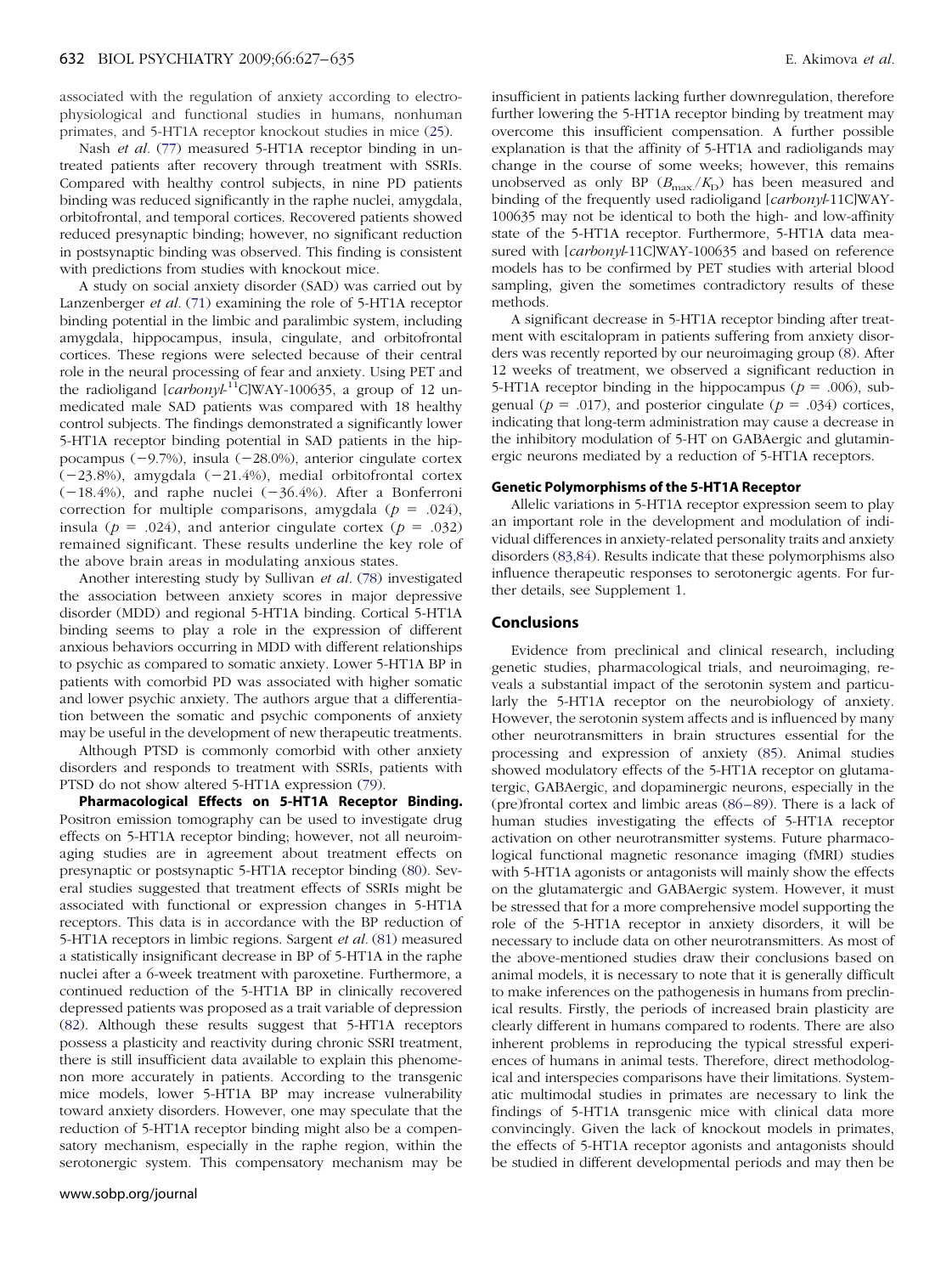associated with the regulation of anxiety according to electrophysiological and functional studies in humans, nonhuman primates, and 5-HT1A receptor knockout studies in mice (25).

Nash *et al.* (77) measured 5-HT1A receptor binding in untreated patients after recovery through treatment with SSRIs. Compared with healthy control subjects, in nine PD patients binding was reduced significantly in the raphe nuclei, amygdala, orbitofrontal, and temporal cortices. Recovered patients showed reduced presynaptic binding; however, no significant reduction in postsynaptic binding was observed. This finding is consistent with predictions from studies with knockout mice.

A study on social anxiety disorder (SAD) was carried out by Lanzenberger *et al.* (71) examining the role of 5-HT1A receptor binding potential in the limbic and paralimbic system, including amygdala, hippocampus, insula, cingulate, and orbitofrontal cortices. These regions were selected because of their central role in the neural processing of fear and anxiety. Using PET and the radioligand [*carbonyl*-[11]C]WAY-100635, a group of 12 unmedicated male SAD patients was compared with 18 healthy control subjects. The findings demonstrated a significantly lower 5-HT1A receptor binding potential in SAD patients in the hippocampus (−9.7%), insula (−28.0%), anterior cingulate cortex (−23.8%), amygdala (−21.4%), medial orbitofrontal cortex (−18.4%), and raphe nuclei (−36.4%). After a Bonferroni correction for multiple comparisons, amygdala ($p$ = .024), insula ($p$ = .024), and anterior cingulate cortex ($p$ = .032) remained significant. These results underline the key role of the above brain areas in modulating anxious states.

Another interesting study by Sullivan *et al.* (78) investigated the association between anxiety scores in major depressive disorder (MDD) and regional 5-HT1A binding. Cortical 5-HT1A binding seems to play a role in the expression of different anxious behaviors occurring in MDD with different relationships to psychic as compared to somatic anxiety. Lower 5-HT1A BP in patients with comorbid PD was associated with higher somatic and lower psychic anxiety. The authors argue that a differentiation between the somatic and psychic components of anxiety may be useful in the development of new therapeutic treatments.

Although PTSD is commonly comorbid with other anxiety disorders and responds to treatment with SSRIs, patients with PTSD do not show altered 5-HT1A expression (79).

**Pharmacological Effects on 5-HT1A Receptor Binding.** Positron emission tomography can be used to investigate drug effects on 5-HT1A receptor binding; however, not all neuroimaging studies are in agreement about treatment effects on presynaptic or postsynaptic 5-HT1A receptor binding (80). Several studies suggested that treatment effects of SSRIs might be associated with functional or expression changes in 5-HT1A receptors. This data is in accordance with the BP reduction of 5-HT1A receptors in limbic regions. Sargent *et al.* (81) measured a statistically insignificant decrease in BP of 5-HT1A in the raphe nuclei after a 6-week treatment with paroxetine. Furthermore, a continued reduction of the 5-HT1A BP in clinically recovered depressed patients was proposed as a trait variable of depression (82). Although these results suggest that 5-HT1A receptors possess a plasticity and reactivity during chronic SSRI treatment, there is still insufficient data available to explain this phenomenon more accurately in patients. According to the transgenic mice models, lower 5-HT1A BP may increase vulnerability toward anxiety disorders. However, one may speculate that the reduction of 5-HT1A receptor binding might also be a compensatory mechanism, especially in the raphe region, within the serotonergic system. This compensatory mechanism may be insufficient in patients lacking further downregulation, therefore further lowering the 5-HT1A receptor binding by treatment may overcome this insufficient compensation. A further possible explanation is that the affinity of 5-HT1A and radioligands may change in the course of some weeks; however, this remains unobserved as only BP ($B_{max}/K_D$) has been measured and binding of the frequently used radioligand [*carbonyl*-11C]WAY-100635 may not be identical to both the high- and low-affinity state of the 5-HT1A receptor. Furthermore, 5-HT1A data measured with [*carbonyl*-11C]WAY-100635 and based on reference models has to be confirmed by PET studies with arterial blood sampling, given the sometimes contradictory results of these methods.

A significant decrease in 5-HT1A receptor binding after treatment with escitalopram in patients suffering from anxiety disorders was recently reported by our neuroimaging group (8). After 12 weeks of treatment, we observed a significant reduction in 5-HT1A receptor binding in the hippocampus ($p$ = .006), subgenual ($p$ = .017), and posterior cingulate ($p$ = .034) cortices, indicating that long-term administration may cause a decrease in the inhibitory modulation of 5-HT on GABAergic and glutaminergic neurons mediated by a reduction of 5-HT1A receptors.

### Genetic Polymorphisms of the 5-HT1A Receptor

Allelic variations in 5-HT1A receptor expression seem to play an important role in the development and modulation of individual differences in anxiety-related personality traits and anxiety disorders (83,84). Results indicate that these polymorphisms also influence therapeutic responses to serotonergic agents. For further details, see Supplement 1.

## Conclusions

Evidence from preclinical and clinical research, including genetic studies, pharmacological trials, and neuroimaging, reveals a substantial impact of the serotonin system and particularly the 5-HT1A receptor on the neurobiology of anxiety. However, the serotonin system affects and is influenced by many other neurotransmitters in brain structures essential for the processing and expression of anxiety (85). Animal studies showed modulatory effects of the 5-HT1A receptor on glutamatergic, GABAergic, and dopaminergic neurons, especially in the (pre)frontal cortex and limbic areas (86–89). There is a lack of human studies investigating the effects of 5-HT1A receptor activation on other neurotransmitter systems. Future pharmacological functional magnetic resonance imaging (fMRI) studies with 5-HT1A agonists or antagonists will mainly show the effects on the glutamatergic and GABAergic system. However, it must be stressed that for a more comprehensive model supporting the role of the 5-HT1A receptor in anxiety disorders, it will be necessary to include data on other neurotransmitters. As most of the above-mentioned studies draw their conclusions based on animal models, it is necessary to note that it is generally difficult to make inferences on the pathogenesis in humans from preclinical results. Firstly, the periods of increased brain plasticity are clearly different in humans compared to rodents. There are also inherent problems in reproducing the typical stressful experiences of humans in animal tests. Therefore, direct methodological and interspecies comparisons have their limitations. Systematic multimodal studies in primates are necessary to link the findings of 5-HT1A transgenic mice with clinical data more convincingly. Given the lack of knockout models in primates, the effects of 5-HT1A receptor agonists and antagonists should be studied in different developmental periods and may then be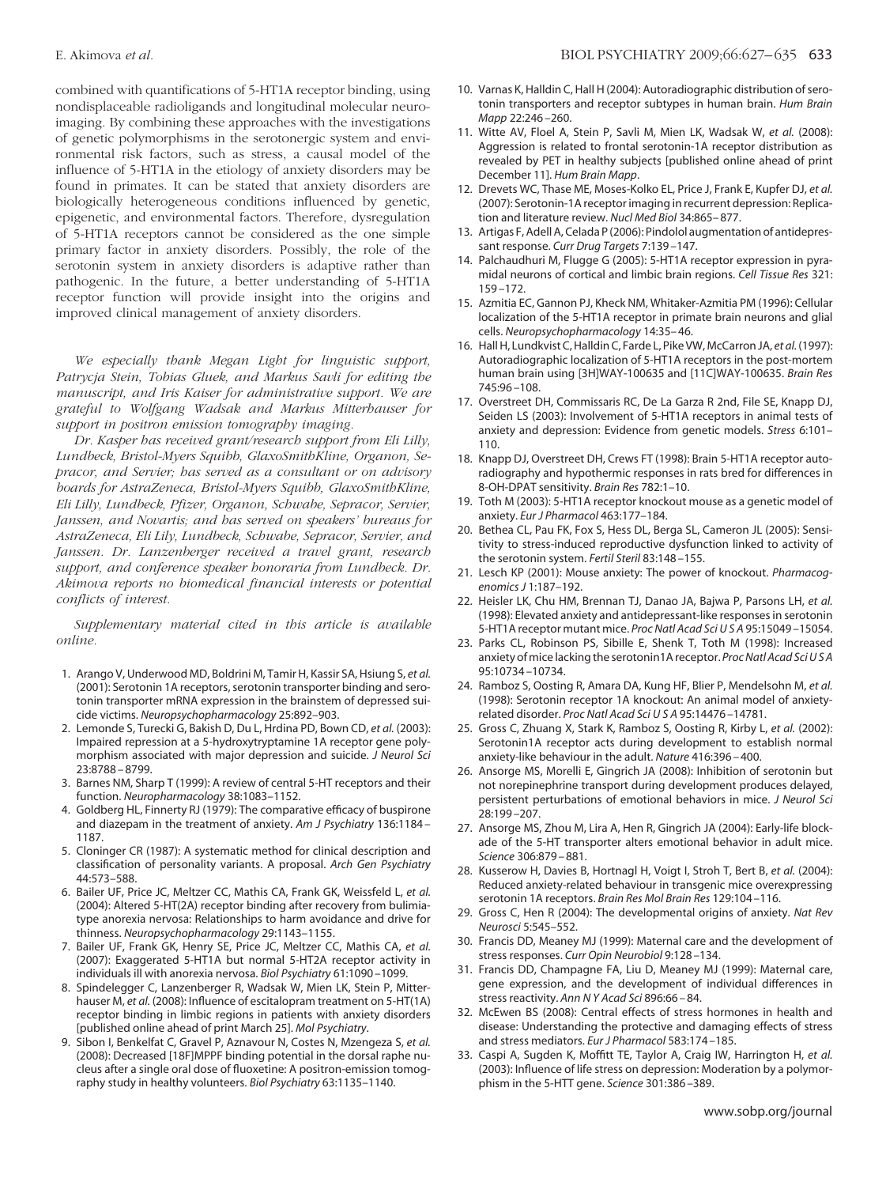combined with quantifications of 5-HT1A receptor binding, using nondisplaceable radioligands and longitudinal molecular neuroimaging. By combining these approaches with the investigations of genetic polymorphisms in the serotonergic system and environmental risk factors, such as stress, a causal model of the influence of 5-HT1A in the etiology of anxiety disorders may be found in primates. It can be stated that anxiety disorders are biologically heterogeneous conditions influenced by genetic, epigenetic, and environmental factors. Therefore, dysregulation of 5-HT1A receptors cannot be considered as the one simple primary factor in anxiety disorders. Possibly, the role of the serotonin system in anxiety disorders is adaptive rather than pathogenic. In the future, a better understanding of 5-HT1A receptor function will provide insight into the origins and improved clinical management of anxiety disorders.

*We especially thank Megan Light for linguistic support, Patrycja Stein, Tobias Gluek, and Markus Savli for editing the manuscript, and Iris Kaiser for administrative support. We are grateful to Wolfgang Wadsak and Markus Mitterhauser for support in positron emission tomography imaging.*

*Dr. Kasper has received grant/research support from Eli Lilly, Lundbeck, Bristol-Myers Squibb, GlaxoSmithKline, Organon, Sepracor, and Servier; has served as a consultant or on advisory boards for AstraZeneca, Bristol-Myers Squibb, GlaxoSmithKline, Eli Lilly, Lundbeck, Pfizer, Organon, Schwabe, Sepracor, Servier, Janssen, and Novartis; and has served on speakers' bureaus for AstraZeneca, Eli Lily, Lundbeck, Schwabe, Sepracor, Servier, and Janssen. Dr. Lanzenberger received a travel grant, research support, and conference speaker honoraria from Lundbeck. Dr. Akimova reports no biomedical financial interests or potential conflicts of interest.*

*Supplementary material cited in this article is available online.*

1. Arango V, Underwood MD, Boldrini M, Tamir H, Kassir SA, Hsiung S, *et al.* (2001): Serotonin 1A receptors, serotonin transporter binding and serotonin transporter mRNA expression in the brainstem of depressed suicide victims. *Neuropsychopharmacology* 25:892–903.
2. Lemonde S, Turecki G, Bakish D, Du L, Hrdina PD, Bown CD, *et al.* (2003): Impaired repression at a 5-hydroxytryptamine 1A receptor gene polymorphism associated with major depression and suicide. *J Neurol Sci* 23:8788–8799.
3. Barnes NM, Sharp T (1999): A review of central 5-HT receptors and their function. *Neuropharmacology* 38:1083–1152.
4. Goldberg HL, Finnerty RJ (1979): The comparative efficacy of buspirone and diazepam in the treatment of anxiety. *Am J Psychiatry* 136:1184–1187.
5. Cloninger CR (1987): A systematic method for clinical description and classification of personality variants. A proposal. *Arch Gen Psychiatry* 44:573–588.
6. Bailer UF, Price JC, Meltzer CC, Mathis CA, Frank GK, Weissfeld L, *et al.* (2004): Altered 5-HT(2A) receptor binding after recovery from bulimia-type anorexia nervosa: Relationships to harm avoidance and drive for thinness. *Neuropsychopharmacology* 29:1143–1155.
7. Bailer UF, Frank GK, Henry SE, Price JC, Meltzer CC, Mathis CA, *et al.* (2007): Exaggerated 5-HT1A but normal 5-HT2A receptor activity in individuals ill with anorexia nervosa. *Biol Psychiatry* 61:1090–1099.
8. Spindelegger C, Lanzenberger R, Wadsak W, Mien LK, Stein P, Mitterhauser M, *et al.* (2008): Influence of escitalopram treatment on 5-HT(1A) receptor binding in limbic regions in patients with anxiety disorders [published online ahead of print March 25]. *Mol Psychiatry*.
9. Sibon I, Benkelfat C, Gravel P, Aznavour N, Costes N, Mzengeza S, *et al.* (2008): Decreased [18F]MPPF binding potential in the dorsal raphe nucleus after a single oral dose of fluoxetine: A positron-emission tomography study in healthy volunteers. *Biol Psychiatry* 63:1135–1140.
10. Varnas K, Halldin C, Hall H (2004): Autoradiographic distribution of serotonin transporters and receptor subtypes in human brain. *Hum Brain Mapp* 22:246–260.
11. Witte AV, Floel A, Stein P, Savli M, Mien LK, Wadsak W, *et al.* (2008): Aggression is related to frontal serotonin-1A receptor distribution as revealed by PET in healthy subjects [published online ahead of print December 11]. *Hum Brain Mapp*.
12. Drevets WC, Thase ME, Moses-Kolko EL, Price J, Frank E, Kupfer DJ, *et al.* (2007): Serotonin-1A receptor imaging in recurrent depression: Replication and literature review. *Nucl Med Biol* 34:865–877.
13. Artigas F, Adell A, Celada P (2006): Pindolol augmentation of antidepressant response. *Curr Drug Targets* 7:139–147.
14. Palchaudhuri M, Flugge G (2005): 5-HT1A receptor expression in pyramidal neurons of cortical and limbic brain regions. *Cell Tissue Res* 321:159–172.
15. Azmitia EC, Gannon PJ, Kheck NM, Whitaker-Azmitia PM (1996): Cellular localization of the 5-HT1A receptor in primate brain neurons and glial cells. *Neuropsychopharmacology* 14:35–46.
16. Hall H, Lundkvist C, Halldin C, Farde L, Pike VW, McCarron JA, *et al.* (1997): Autoradiographic localization of 5-HT1A receptors in the post-mortem human brain using [3H]WAY-100635 and [11C]WAY-100635. *Brain Res* 745:96–108.
17. Overstreet DH, Commissaris RC, De La Garza R 2nd, File SE, Knapp DJ, Seiden LS (2003): Involvement of 5-HT1A receptors in animal tests of anxiety and depression: Evidence from genetic models. *Stress* 6:101–110.
18. Knapp DJ, Overstreet DH, Crews FT (1998): Brain 5-HT1A receptor autoradiography and hypothermic responses in rats bred for differences in 8-OH-DPAT sensitivity. *Brain Res* 782:1–10.
19. Toth M (2003): 5-HT1A receptor knockout mouse as a genetic model of anxiety. *Eur J Pharmacol* 463:177–184.
20. Bethea CL, Pau FK, Fox S, Hess DL, Berga SL, Cameron JL (2005): Sensitivity to stress-induced reproductive dysfunction linked to activity of the serotonin system. *Fertil Steril* 83:148–155.
21. Lesch KP (2001): Mouse anxiety: The power of knockout. *Pharmacogenomics J* 1:187–192.
22. Heisler LK, Chu HM, Brennan TJ, Danao JA, Bajwa P, Parsons LH, *et al.* (1998): Elevated anxiety and antidepressant-like responses in serotonin 5-HT1A receptor mutant mice. *Proc Natl Acad Sci U S A* 95:15049–15054.
23. Parks CL, Robinson PS, Sibille E, Shenk T, Toth M (1998): Increased anxiety of mice lacking the serotonin1A receptor. *Proc Natl Acad Sci U S A* 95:10734–10734.
24. Ramboz S, Oosting R, Amara DA, Kung HF, Blier P, Mendelsohn M, *et al.* (1998): Serotonin receptor 1A knockout: An animal model of anxiety-related disorder. *Proc Natl Acad Sci U S A* 95:14476–14781.
25. Gross C, Zhuang X, Stark K, Ramboz S, Oosting R, Kirby L, *et al.* (2002): Serotonin1A receptor acts during development to establish normal anxiety-like behaviour in the adult. *Nature* 416:396–400.
26. Ansorge MS, Morelli E, Gingrich JA (2008): Inhibition of serotonin but not norepinephrine transport during development produces delayed, persistent perturbations of emotional behaviors in mice. *J Neurol Sci* 28:199–207.
27. Ansorge MS, Zhou M, Lira A, Hen R, Gingrich JA (2004): Early-life blockade of the 5-HT transporter alters emotional behavior in adult mice. *Science* 306:879–881.
28. Kusserow H, Davies B, Hortnagl H, Voigt I, Stroh T, Bert B, *et al.* (2004): Reduced anxiety-related behaviour in transgenic mice overexpressing serotonin 1A receptors. *Brain Res Mol Brain Res* 129:104–116.
29. Gross C, Hen R (2004): The developmental origins of anxiety. *Nat Rev Neurosci* 5:545–552.
30. Francis DD, Meaney MJ (1999): Maternal care and the development of stress responses. *Curr Opin Neurobiol* 9:128–134.
31. Francis DD, Champagne FA, Liu D, Meaney MJ (1999): Maternal care, gene expression, and the development of individual differences in stress reactivity. *Ann N Y Acad Sci* 896:66–84.
32. McEwen BS (2008): Central effects of stress hormones in health and disease: Understanding the protective and damaging effects of stress and stress mediators. *Eur J Pharmacol* 583:174–185.
33. Caspi A, Sugden K, Moffitt TE, Taylor A, Craig IW, Harrington H, *et al.* (2003): Influence of life stress on depression: Moderation by a polymorphism in the 5-HTT gene. *Science* 301:386–389.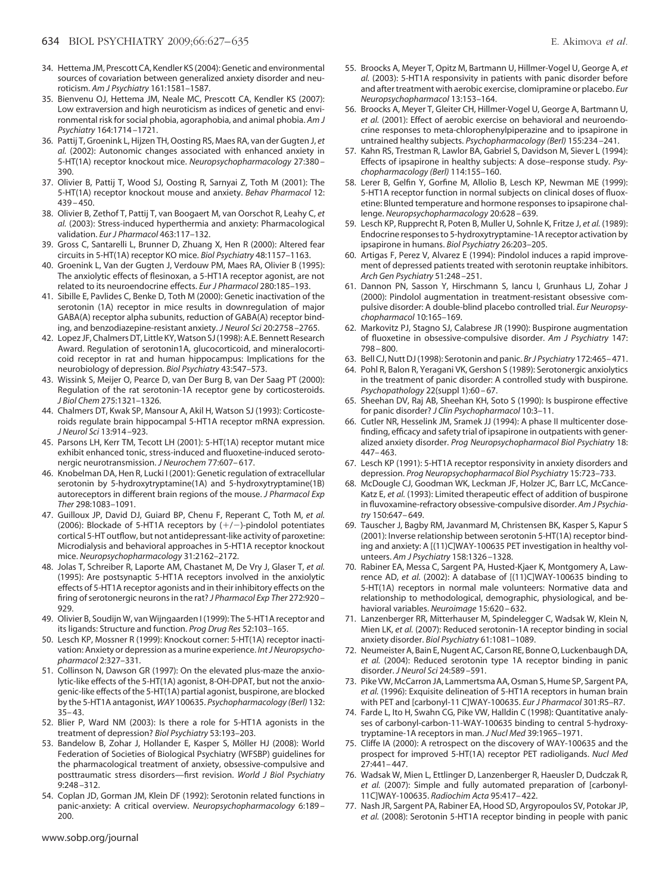34. Hettema JM, Prescott CA, Kendler KS (2004): Genetic and environmental sources of covariation between generalized anxiety disorder and neuroticism. *Am J Psychiatry* 161:1581–1587.
35. Bienvenu OJ, Hettema JM, Neale MC, Prescott CA, Kendler KS (2007): Low extraversion and high neuroticism as indices of genetic and environmental risk for social phobia, agoraphobia, and animal phobia. *Am J Psychiatry* 164:1714–1721.
36. Pattij T, Groenink L, Hijzen TH, Oosting RS, Maes RA, van der Gugten J, *et al.* (2002): Autonomic changes associated with enhanced anxiety in 5-HT(1A) receptor knockout mice. *Neuropsychopharmacology* 27:380–390.
37. Olivier B, Pattij T, Wood SJ, Oosting R, Sarnyai Z, Toth M (2001): The 5-HT(1A) receptor knockout mouse and anxiety. *Behav Pharmacol* 12: 439–450.
38. Olivier B, Zethof T, Pattij T, van Boogaert M, van Oorschot R, Leahy C, *et al.* (2003): Stress-induced hyperthermia and anxiety: Pharmacological validation. *Eur J Pharmacol* 463:117–132.
39. Gross C, Santarelli L, Brunner D, Zhuang X, Hen R (2000): Altered fear circuits in 5-HT(1A) receptor KO mice. *Biol Psychiatry* 48:1157–1163.
40. Groenink L, Van der Gugten J, Verdouw PM, Maes RA, Olivier B (1995): The anxiolytic effects of flesinoxan, a 5-HT1A receptor agonist, are not related to its neuroendocrine effects. *Eur J Pharmacol* 280:185–193.
41. Sibille E, Pavlides C, Benke D, Toth M (2000): Genetic inactivation of the serotonin (1A) receptor in mice results in downregulation of major GABA(A) receptor alpha subunits, reduction of GABA(A) receptor binding, and benzodiazepine-resistant anxiety. *J Neurol Sci* 20:2758–2765.
42. Lopez JF, Chalmers DT, Little KY, Watson SJ (1998): A.E. Bennett Research Award. Regulation of serotonin1A, glucocorticoid, and mineralocorticoid receptor in rat and human hippocampus: Implications for the neurobiology of depression. *Biol Psychiatry* 43:547–573.
43. Wissink S, Meijer O, Pearce D, van Der Burg B, van Der Saag PT (2000): Regulation of the rat serotonin-1A receptor gene by corticosteroids. *J Biol Chem* 275:1321–1326.
44. Chalmers DT, Kwak SP, Mansour A, Akil H, Watson SJ (1993): Corticosteroids regulate brain hippocampal 5-HT1A receptor mRNA expression. *J Neurol Sci* 13:914–923.
45. Parsons LH, Kerr TM, Tecott LH (2001): 5-HT(1A) receptor mutant mice exhibit enhanced tonic, stress-induced and fluoxetine-induced serotonergic neurotransmission. *J Neurochem* 77:607–617.
46. Knobelman DA, Hen R, Lucki I (2001): Genetic regulation of extracellular serotonin by 5-hydroxytryptamine(1A) and 5-hydroxytryptamine(1B) autoreceptors in different brain regions of the mouse. *J Pharmacol Exp Ther* 298:1083–1091.
47. Guilloux JP, David DJ, Guiard BP, Chenu F, Reperant C, Toth M, *et al.* (2006): Blockade of 5-HT1A receptors by (+/−)-pindolol potentiates cortical 5-HT outflow, but not antidepressant-like activity of paroxetine: Microdialysis and behavioral approaches in 5-HT1A receptor knockout mice. *Neuropsychopharmacology* 31:2162–2172.
48. Jolas T, Schreiber R, Laporte AM, Chastanet M, De Vry J, Glaser T, *et al.* (1995): Are postsynaptic 5-HT1A receptors involved in the anxiolytic effects of 5-HT1A receptor agonists and in their inhibitory effects on the firing of serotonergic neurons in the rat? *J Pharmacol Exp Ther* 272:920–929.
49. Olivier B, Soudijn W, van Wijngaarden I (1999): The 5-HT1A receptor and its ligands: Structure and function. *Prog Drug Res* 52:103–165.
50. Lesch KP, Mossner R (1999): Knockout corner: 5-HT(1A) receptor inactivation: Anxiety or depression as a murine experience. *Int J Neuropsychopharmacol* 2:327–331.
51. Collinson N, Dawson GR (1997): On the elevated plus-maze the anxiolytic-like effects of the 5-HT(1A) agonist, 8-OH-DPAT, but not the anxiogenic-like effects of the 5-HT(1A) partial agonist, buspirone, are blocked by the 5-HT1A antagonist, *WAY* 100635. *Psychopharmacology (Berl)* 132: 35–43.
52. Blier P, Ward NM (2003): Is there a role for 5-HT1A agonists in the treatment of depression? *Biol Psychiatry* 53:193–203.
53. Bandelow B, Zohar J, Hollander E, Kasper S, Möller HJ (2008): World Federation of Societies of Biological Psychiatry (WFSBP) guidelines for the pharmacological treatment of anxiety, obsessive-compulsive and posttraumatic stress disorders—first revision. *World J Biol Psychiatry* 9:248–312.
54. Coplan JD, Gorman JM, Klein DF (1992): Serotonin related functions in panic-anxiety: A critical overview. *Neuropsychopharmacology* 6:189–200.
55. Broocks A, Meyer T, Opitz M, Bartmann U, Hillmer-Vogel U, George A, *et al.* (2003): 5-HT1A responsivity in patients with panic disorder before and after treatment with aerobic exercise, clomipramine or placebo. *Eur Neuropsychopharmacol* 13:153–164.
56. Broocks A, Meyer T, Gleiter CH, Hillmer-Vogel U, George A, Bartmann U, *et al.* (2001): Effect of aerobic exercise on behavioral and neuroendocrine responses to meta-chlorophenylpiperazine and to ipsapirone in untrained healthy subjects. *Psychopharmacology (Berl)* 155:234–241.
57. Kahn RS, Trestman R, Lawlor BA, Gabriel S, Davidson M, Siever L (1994): Effects of ipsapirone in healthy subjects: A dose–response study. *Psychopharmacology (Berl)* 114:155–160.
58. Lerer B, Gelfin Y, Gorfine M, Allolio B, Lesch KP, Newman ME (1999): 5-HT1A receptor function in normal subjects on clinical doses of fluoxetine: Blunted temperature and hormone responses to ipsapirone challenge. *Neuropsychopharmacology* 20:628–639.
59. Lesch KP, Rupprecht R, Poten B, Muller U, Sohnle K, Fritze J, *et al.* (1989): Endocrine responses to 5-hydroxytryptamine-1A receptor activation by ipsapirone in humans. *Biol Psychiatry* 26:203–205.
60. Artigas F, Perez V, Alvarez E (1994): Pindolol induces a rapid improvement of depressed patients treated with serotonin reuptake inhibitors. *Arch Gen Psychiatry* 51:248–251.
61. Dannon PN, Sasson Y, Hirschmann S, Iancu I, Grunhaus LJ, Zohar J (2000): Pindolol augmentation in treatment-resistant obsessive compulsive disorder: A double-blind placebo controlled trial. *Eur Neuropsychopharmacol* 10:165–169.
62. Markovitz PJ, Stagno SJ, Calabrese JR (1990): Buspirone augmentation of fluoxetine in obsessive-compulsive disorder. *Am J Psychiatry* 147: 798–800.
63. Bell CJ, Nutt DJ (1998): Serotonin and panic. *Br J Psychiatry* 172:465–471.
64. Pohl R, Balon R, Yeragani VK, Gershon S (1989): Serotonergic anxiolytics in the treatment of panic disorder: A controlled study with buspirone. *Psychopathology* 22(suppl 1):60–67.
65. Sheehan DV, Raj AB, Sheehan KH, Soto S (1990): Is buspirone effective for panic disorder? *J Clin Psychopharmacol* 10:3–11.
66. Cutler NR, Hesselink JM, Sramek JJ (1994): A phase II multicenter dose-finding, efficacy and safety trial of ipsapirone in outpatients with generalized anxiety disorder. *Prog Neuropsychopharmacol Biol Psychiatry* 18: 447–463.
67. Lesch KP (1991): 5-HT1A receptor responsivity in anxiety disorders and depression. *Prog Neuropsychopharmacol Biol Psychiatry* 15:723–733.
68. McDougle CJ, Goodman WK, Leckman JF, Holzer JC, Barr LC, McCance-Katz E, *et al.* (1993): Limited therapeutic effect of addition of buspirone in fluvoxamine-refractory obsessive-compulsive disorder. *Am J Psychiatry* 150:647–649.
69. Tauscher J, Bagby RM, Javanmard M, Christensen BK, Kasper S, Kapur S (2001): Inverse relationship between serotonin 5-HT(1A) receptor binding and anxiety: A [(11)C]WAY-100635 PET investigation in healthy volunteers. *Am J Psychiatry* 158:1326–1328.
70. Rabiner EA, Messa C, Sargent PA, Husted-Kjaer K, Montgomery A, Lawrence AD, *et al.* (2002): A database of [(11)C]WAY-100635 binding to 5-HT(1A) receptors in normal male volunteers: Normative data and relationship to methodological, demographic, physiological, and behavioral variables. *Neuroimage* 15:620–632.
71. Lanzenberger RR, Mitterhauser M, Spindelegger C, Wadsak W, Klein N, Mien LK, *et al.* (2007): Reduced serotonin-1A receptor binding in social anxiety disorder. *Biol Psychiatry* 61:1081–1089.
72. Neumeister A, Bain E, Nugent AC, Carson RE, Bonne O, Luckenbaugh DA, *et al.* (2004): Reduced serotonin type 1A receptor binding in panic disorder. *J Neurol Sci* 24:589–591.
73. Pike VW, McCarron JA, Lammertsma AA, Osman S, Hume SP, Sargent PA, *et al.* (1996): Exquisite delineation of 5-HT1A receptors in human brain with PET and [carbonyl-11 C]WAY-100635. *Eur J Pharmacol* 301:R5–R7.
74. Farde L, Ito H, Swahn CG, Pike VW, Halldin C (1998): Quantitative analyses of carbonyl-carbon-11-WAY-100635 binding to central 5-hydroxytryptamine-1A receptors in man. *J Nucl Med* 39:1965–1971.
75. Cliffe IA (2000): A retrospect on the discovery of WAY-100635 and the prospect for improved 5-HT(1A) receptor PET radioligands. *Nucl Med* 27:441–447.
76. Wadsak W, Mien L, Ettlinger D, Lanzenberger R, Haeusler D, Dudczak R, *et al.* (2007): Simple and fully automated preparation of [carbonyl-11C]WAY-100635. *Radiochim Acta* 95:417–422.
77. Nash JR, Sargent PA, Rabiner EA, Hood SD, Argyropoulos SV, Potokar JP, *et al.* (2008): Serotonin 5-HT1A receptor binding in people with panic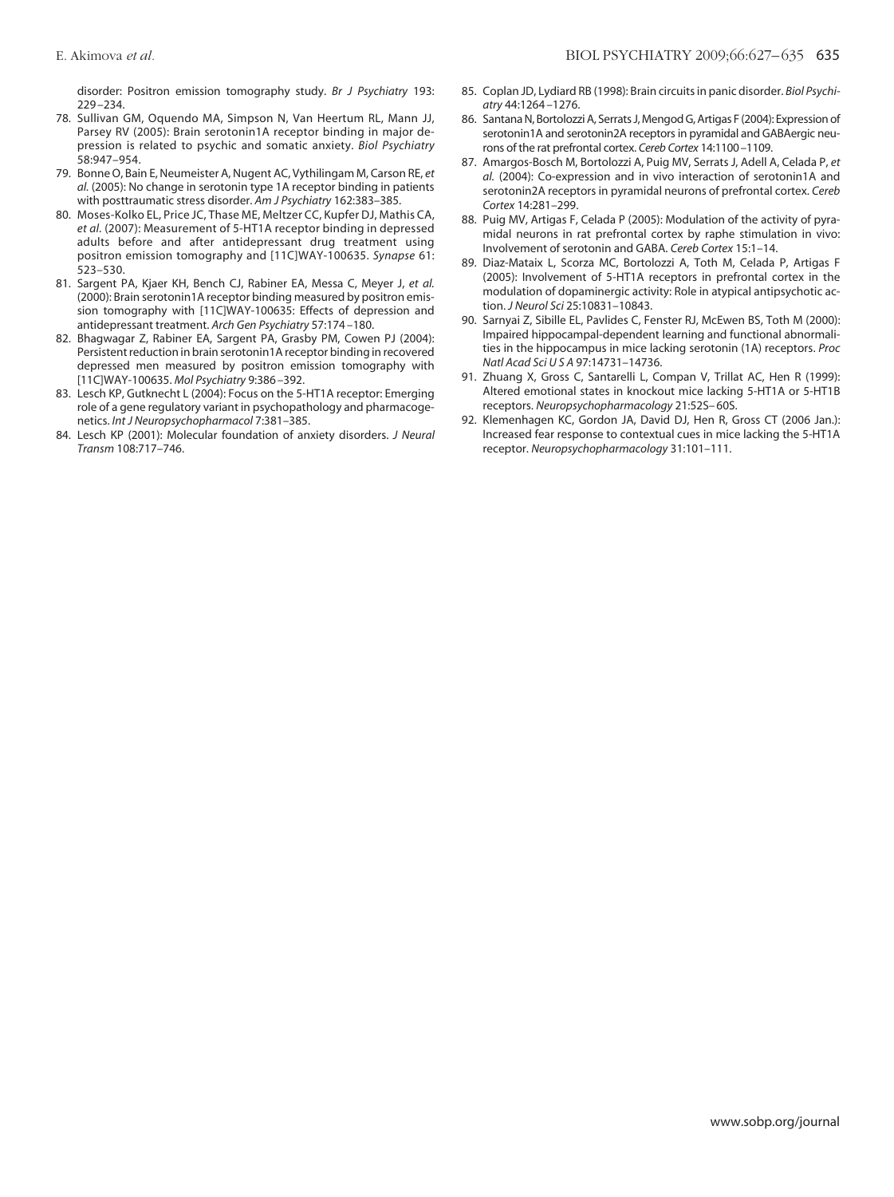disorder: Positron emission tomography study. *Br J Psychiatry* 193: 229–234.

78. Sullivan GM, Oquendo MA, Simpson N, Van Heertum RL, Mann JJ, Parsey RV (2005): Brain serotonin1A receptor binding in major depression is related to psychic and somatic anxiety. *Biol Psychiatry* 58:947–954.
79. Bonne O, Bain E, Neumeister A, Nugent AC, Vythilingam M, Carson RE, *et al.* (2005): No change in serotonin type 1A receptor binding in patients with posttraumatic stress disorder. *Am J Psychiatry* 162:383–385.
80. Moses-Kolko EL, Price JC, Thase ME, Meltzer CC, Kupfer DJ, Mathis CA, *et al.* (2007): Measurement of 5-HT1A receptor binding in depressed adults before and after antidepressant drug treatment using positron emission tomography and [11C]WAY-100635. *Synapse* 61: 523–530.
81. Sargent PA, Kjaer KH, Bench CJ, Rabiner EA, Messa C, Meyer J, *et al.* (2000): Brain serotonin1A receptor binding measured by positron emission tomography with [11C]WAY-100635: Effects of depression and antidepressant treatment. *Arch Gen Psychiatry* 57:174–180.
82. Bhagwagar Z, Rabiner EA, Sargent PA, Grasby PM, Cowen PJ (2004): Persistent reduction in brain serotonin1A receptor binding in recovered depressed men measured by positron emission tomography with [11C]WAY-100635. *Mol Psychiatry* 9:386–392.
83. Lesch KP, Gutknecht L (2004): Focus on the 5-HT1A receptor: Emerging role of a gene regulatory variant in psychopathology and pharmacogenetics. *Int J Neuropsychopharmacol* 7:381–385.
84. Lesch KP (2001): Molecular foundation of anxiety disorders. *J Neural Transm* 108:717–746.
85. Coplan JD, Lydiard RB (1998): Brain circuits in panic disorder. *Biol Psychiatry* 44:1264–1276.
86. Santana N, Bortolozzi A, Serrats J, Mengod G, Artigas F (2004): Expression of serotonin1A and serotonin2A receptors in pyramidal and GABAergic neurons of the rat prefrontal cortex. *Cereb Cortex* 14:1100–1109.
87. Amargos-Bosch M, Bortolozzi A, Puig MV, Serrats J, Adell A, Celada P, *et al.* (2004): Co-expression and in vivo interaction of serotonin1A and serotonin2A receptors in pyramidal neurons of prefrontal cortex. *Cereb Cortex* 14:281–299.
88. Puig MV, Artigas F, Celada P (2005): Modulation of the activity of pyramidal neurons in rat prefrontal cortex by raphe stimulation in vivo: Involvement of serotonin and GABA. *Cereb Cortex* 15:1–14.
89. Diaz-Mataix L, Scorza MC, Bortolozzi A, Toth M, Celada P, Artigas F (2005): Involvement of 5-HT1A receptors in prefrontal cortex in the modulation of dopaminergic activity: Role in atypical antipsychotic action. *J Neurol Sci* 25:10831–10843.
90. Sarnyai Z, Sibille EL, Pavlides C, Fenster RJ, McEwen BS, Toth M (2000): Impaired hippocampal-dependent learning and functional abnormalities in the hippocampus in mice lacking serotonin (1A) receptors. *Proc Natl Acad Sci U S A* 97:14731–14736.
91. Zhuang X, Gross C, Santarelli L, Compan V, Trillat AC, Hen R (1999): Altered emotional states in knockout mice lacking 5-HT1A or 5-HT1B receptors. *Neuropsychopharmacology* 21:52S–60S.
92. Klemenhagen KC, Gordon JA, David DJ, Hen R, Gross CT (2006 Jan.): Increased fear response to contextual cues in mice lacking the 5-HT1A receptor. *Neuropsychopharmacology* 31:101–111.